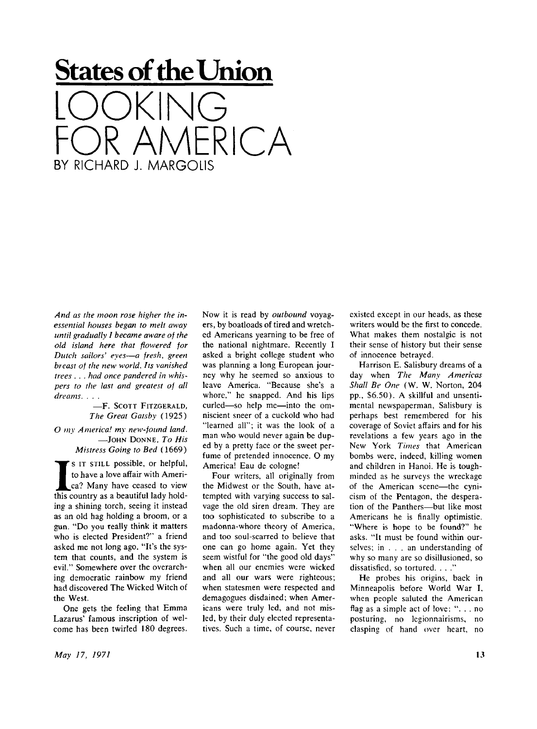# States of the Union

# LOOKING FOR AMERICA

BY RICHARD J. MARGOLIS

*And as the moon rose higher the inessential houses began to melt away until gradually I became aware of the old island here that flowered for Dutch sailors' eyes—a fresh, green breast of the new world. Its vanished trees . . . had once pandered in whispers to the last and greatest of all dreams. . . .*

—F. SCOTT FITZGERALD, *The Great Gatsby* (1925)

*O my America! my new-found land.*

—JOHN DONNE, *To His Mistress Going to Bed* (1669)

IS IT STILL possible, or helpful, to have a love affair with America? Many have ceased to view this country as a beautiful lady holding a shining torch, seeing it instead as an old hag holding a broom, or a gun. "Do you really think it matters who is elected President?" a friend asked me not long ago. "It's the system that counts, and the system is evil." Somewhere over the overarching democratic rainbow my friend had discovered The Wicked Witch of the West.

One gets the feeling that Emma Lazarus' famous inscription of welcome has been twirled 180 degrees. Now it is read by *outbound* voyagers, by boatloads of tired and wretched Americans yearning to be free of the national nightmare. Recently I asked a bright college student who was planning a long European journey why he seemed so anxious to leave America. "Because she's a whore," he snapped. And his lips curled—so help me—into the omniscient sneer of a cuckold who had "learned all"; it was the look of a man who would never again be duped by a pretty face or the sweet perfume of pretended innocence. O my America! Eau de cologne!

Four writers, all originally from the Midwest or the South, have attempted with varying success to salvage the old siren dream. They are too sophisticated to subscribe to a madonna-whore theory of America, and too soul-scarred to believe that one can go home again. Yet they seem wistful for "the good old days" when all our enemies were wicked and all our wars were righteous; when statesmen were respected and demagogues disdained; when Americans were truly led, and not misled, by their duly elected representatives. Such a time, of course, never existed except in our heads, as these writers would be the first to concede. What makes them nostalgic is not their sense of history but their sense of innocence betrayed.

Harrison E. Salisbury dreams of a day when *The Many Americas Shall Be One* (W. W. Norton, 204 pp., $6.50). A skillful and unsentimental newspaperman, Salisbury is perhaps best remembered for his coverage of Soviet affairs and for his revelations a few years ago in the New York *Times* that American bombs were, indeed, killing women and children in Hanoi. He is tough-minded as he surveys the wreckage of the American scene—the cynicism of the Pentagon, the desperation of the Panthers—but like most Americans he is finally optimistic. "Where is hope to be found?" he asks. "It must be found within ourselves; in . . . an understanding of why so many are so disillusioned, so dissatisfied, so tortured. . . ."

He probes his origins, back in Minneapolis before World War I, when people saluted the American flag as a simple act of love: ". . . no posturing, no legionnairisms, no clasping of hand over heart, no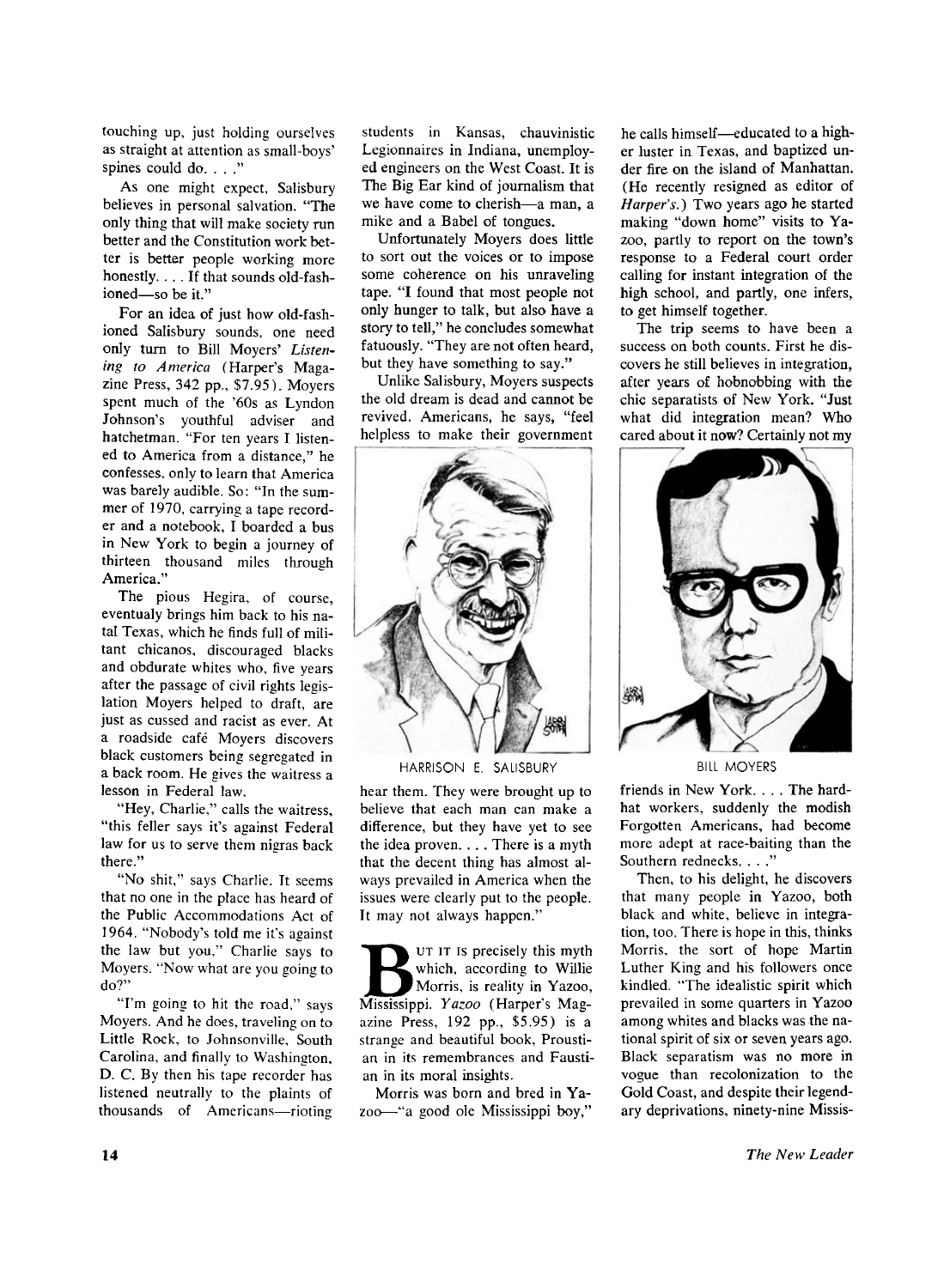touching up, just holding ourselves as straight at attention as small-boys' spines could do. . . ."

As one might expect, Salisbury believes in personal salvation. "The only thing that will make society run better and the Constitution work better is better people working more honestly. . . . If that sounds old-fashioned—so be it."

For an idea of just how old-fashioned Salisbury sounds, one need only turn to Bill Moyers' *Listening to America* (Harper's Magazine Press, 342 pp., $7.95). Moyers spent much of the '60s as Lyndon Johnson's youthful adviser and hatchetman. "For ten years I listened to America from a distance," he confesses, only to learn that America was barely audible. So: "In the summer of 1970, carrying a tape recorder and a notebook, I boarded a bus in New York to begin a journey of thirteen thousand miles through America."

The pious Hegira, of course, eventualy brings him back to his natal Texas, which he finds full of militant chicanos, discouraged blacks and obdurate whites who, five years after the passage of civil rights legislation Moyers helped to draft, are just as cussed and racist as ever. At a roadside café Moyers discovers black customers being segregated in a back room. He gives the waitress a lesson in Federal law.

"Hey, Charlie," calls the waitress, "this feller says it's against Federal law for us to serve them nigras back there."

"No shit," says Charlie. It seems that no one in the place has heard of the Public Accommodations Act of 1964. "Nobody's told me it's against the law but you," Charlie says to Moyers. "Now what are you going to do?"

"I'm going to hit the road," says Moyers. And he does, traveling on to Little Rock, to Johnsonville, South Carolina, and finally to Washington, D. C. By then his tape recorder has listened neutrally to the plaints of thousands of Americans—rioting students in Kansas, chauvinistic Legionnaires in Indiana, unemployed engineers on the West Coast. It is The Big Ear kind of journalism that we have come to cherish—a man, a mike and a Babel of tongues.

Unfortunately Moyers does little to sort out the voices or to impose some coherence on his unraveling tape. "I found that most people not only hunger to talk, but also have a story to tell," he concludes somewhat fatuously. "They are not often heard, but they have something to say."

Unlike Salisbury, Moyers suspects the old dream is dead and cannot be revived. Americans, he says, "feel helpless to make their government hear them. They were brought up to believe that each man can make a difference, but they have yet to see the idea proven. . . . There is a myth that the decent thing has almost always prevailed in America when the issues were clearly put to the people. It may not always happen."

HARRISON E. SALISBURY

BILL MOYERS

But it is precisely this myth which, according to Willie Morris, is reality in Yazoo, Mississippi. *Yazoo* (Harper's Magazine Press, 192 pp., $5.95) is a strange and beautiful book, Proustian in its remembrances and Faustian in its moral insights.

Morris was born and bred in Yazoo—"a good ole Mississippi boy," he calls himself—educated to a higher luster in Texas, and baptized under fire on the island of Manhattan. (He recently resigned as editor of *Harper's*.) Two years ago he started making "down home" visits to Yazoo, partly to report on the town's response to a Federal court order calling for instant integration of the high school, and partly, one infers, to get himself together.

The trip seems to have been a success on both counts. First he discovers he still believes in integration, after years of hobnobbing with the chic separatists of New York. "Just what did integration mean? Who cared about it now? Certainly not my friends in New York. . . . The hardhat workers, suddenly the modish Forgotten Americans, had become more adept at race-baiting than the Southern rednecks. . . ."

Then, to his delight, he discovers that many people in Yazoo, both black and white, believe in integration, too. There is hope in this, thinks Morris, the sort of hope Martin Luther King and his followers once kindled. "The idealistic spirit which prevailed in some quarters in Yazoo among whites and blacks was the national spirit of six or seven years ago. Black separatism was no more in vogue than recolonization to the Gold Coast, and despite their legendary deprivations, ninety-nine Missis-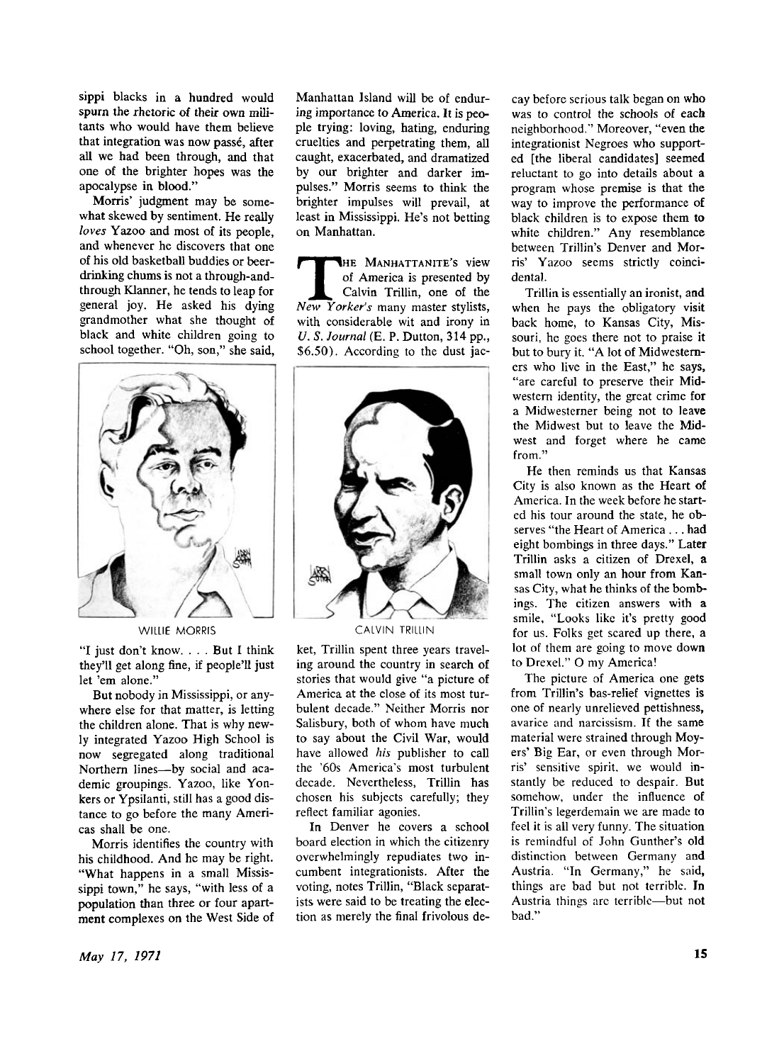sippi blacks in a hundred would spurn the rhetoric of their own militants who would have them believe that integration was now passé, after all we had been through, and that one of the brighter hopes was the apocalypse in blood."

Morris' judgment may be somewhat skewed by sentiment. He really *loves* Yazoo and most of its people, and whenever he discovers that one of his old basketball buddies or beer-drinking chums is not a through-and-through Klanner, he tends to leap for general joy. He asked his dying grandmother what she thought of black and white children going to school together. "Oh, son," she said, "I just don't know. . . . But I think they'll get along fine, if people'll just let 'em alone."

WILLIE MORRIS

But nobody in Mississippi, or anywhere else for that matter, is letting the children alone. That is why newly integrated Yazoo High School is now segregated along traditional Northern lines—by social and academic groupings. Yazoo, like Yonkers or Ypsilanti, still has a good distance to go before the many Americas shall be one.

Morris identifies the country with his childhood. And he may be right. "What happens in a small Mississippi town," he says, "with less of a population than three or four apartment complexes on the West Side of Manhattan Island will be of enduring importance to America. It is people trying: loving, hating, enduring cruelties and perpetrating them, all caught, exacerbated, and dramatized by our brighter and darker impulses." Morris seems to think the brighter impulses will prevail, at least in Mississippi. He's not betting on Manhattan.

THE MANHATTANITE'S view of America is presented by Calvin Trillin, one of the *New Yorker's* many master stylists, with considerable wit and irony in *U. S. Journal* (E. P. Dutton, 314 pp., $6.50). According to the dust jacket, Trillin spent three years traveling around the country in search of stories that would give "a picture of America at the close of its most turbulent decade." Neither Morris nor Salisbury, both of whom have much to say about the Civil War, would have allowed *his* publisher to call the '60s America's most turbulent decade. Nevertheless, Trillin has chosen his subjects carefully; they reflect familiar agonies.

CALVIN TRILLIN

In Denver he covers a school board election in which the citizenry overwhelmingly repudiates two incumbent integrationists. After the voting, notes Trillin, "Black separatists were said to be treating the election as merely the final frivolous decay before serious talk began on who was to control the schools of each neighborhood." Moreover, "even the integrationist Negroes who supported [the liberal candidates] seemed reluctant to go into details about a program whose premise is that the way to improve the performance of black children is to expose them to white children." Any resemblance between Trillin's Denver and Morris' Yazoo seems strictly coincidental.

Trillin is essentially an ironist, and when he pays the obligatory visit back home, to Kansas City, Missouri, he goes there not to praise it but to bury it. "A lot of Midwesterners who live in the East," he says, "are careful to preserve their Midwestern identity, the great crime for a Midwesterner being not to leave the Midwest but to leave the Midwest and forget where he came from."

He then reminds us that Kansas City is also known as the Heart of America. In the week before he started his tour around the state, he observes "the Heart of America . . . had eight bombings in three days." Later Trillin asks a citizen of Drexel, a small town only an hour from Kansas City, what he thinks of the bombings. The citizen answers with a smile, "Looks like it's pretty good for us. Folks get scared up there, a lot of them are going to move down to Drexel." O my America!

The picture of America one gets from Trillin's bas-relief vignettes is one of nearly unrelieved pettishness, avarice and narcissism. If the same material were strained through Moyers' Big Ear, or even through Morris' sensitive spirit, we would instantly be reduced to despair. But somehow, under the influence of Trillin's legerdemain we are made to feel it is all very funny. The situation is remindful of John Gunther's old distinction between Germany and Austria. "In Germany," he said, things are bad but not terrible. In Austria things are terrible—but not bad."